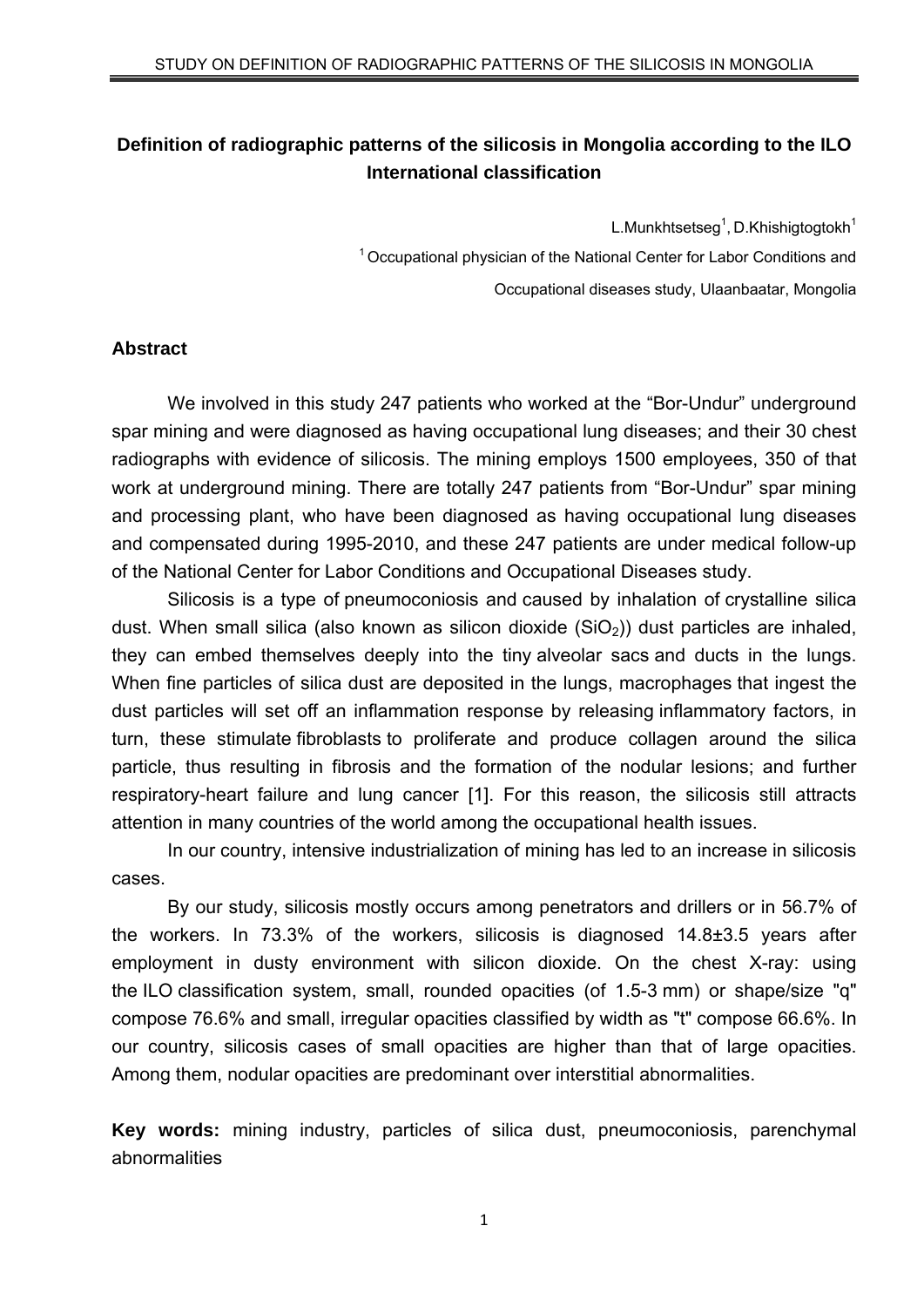# Definition of radiographic patterns of the silicosis in Mongolia according to the ILO International classification

L.Munkhtsetseg[1], D.Khishigtogtokh[1]

[1] Occupational physician of the National Center for Labor Conditions and Occupational diseases study, Ulaanbaatar, Mongolia

## Abstract

We involved in this study 247 patients who worked at the "Bor-Undur" underground spar mining and were diagnosed as having occupational lung diseases; and their 30 chest radiographs with evidence of silicosis. The mining employs 1500 employees, 350 of that work at underground mining. There are totally 247 patients from "Bor-Undur" spar mining and processing plant, who have been diagnosed as having occupational lung diseases and compensated during 1995-2010, and these 247 patients are under medical follow-up of the National Center for Labor Conditions and Occupational Diseases study.

Silicosis is a type of pneumoconiosis and caused by inhalation of crystalline silica dust. When small silica (also known as silicon dioxide ($SiO_2$)) dust particles are inhaled, they can embed themselves deeply into the tiny alveolar sacs and ducts in the lungs. When fine particles of silica dust are deposited in the lungs, macrophages that ingest the dust particles will set off an inflammation response by releasing inflammatory factors, in turn, these stimulate fibroblasts to proliferate and produce collagen around the silica particle, thus resulting in fibrosis and the formation of the nodular lesions; and further respiratory-heart failure and lung cancer [1]. For this reason, the silicosis still attracts attention in many countries of the world among the occupational health issues.

In our country, intensive industrialization of mining has led to an increase in silicosis cases.

By our study, silicosis mostly occurs among penetrators and drillers or in 56.7% of the workers. In 73.3% of the workers, silicosis is diagnosed 14.8±3.5 years after employment in dusty environment with silicon dioxide. On the chest X-ray: using the ILO classification system, small, rounded opacities (of 1.5-3 mm) or shape/size "q" compose 76.6% and small, irregular opacities classified by width as "t" compose 66.6%. In our country, silicosis cases of small opacities are higher than that of large opacities. Among them, nodular opacities are predominant over interstitial abnormalities.

**Key words:** mining industry, particles of silica dust, pneumoconiosis, parenchymal abnormalities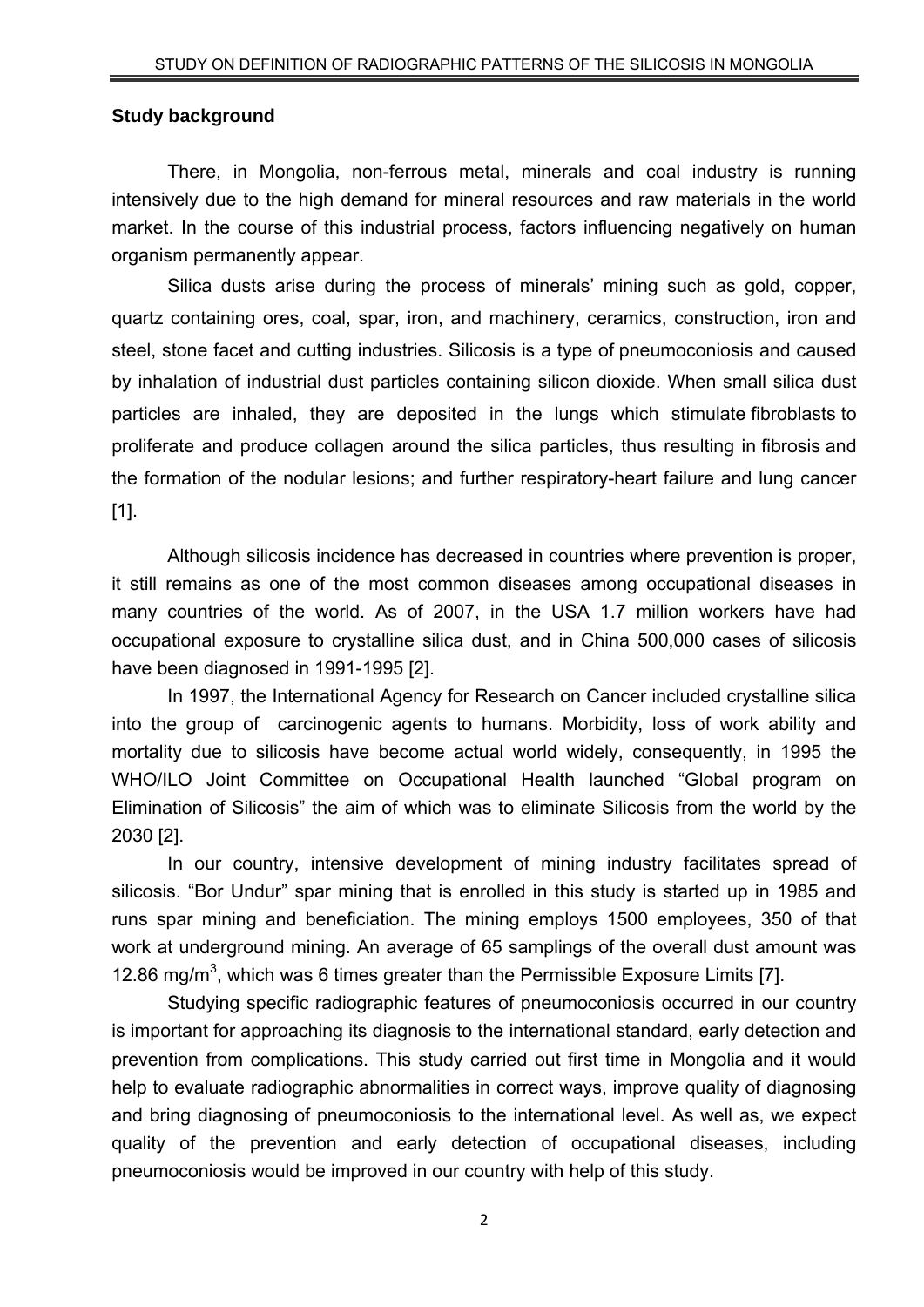## Study background

There, in Mongolia, non-ferrous metal, minerals and coal industry is running intensively due to the high demand for mineral resources and raw materials in the world market. In the course of this industrial process, factors influencing negatively on human organism permanently appear.

Silica dusts arise during the process of minerals' mining such as gold, copper, quartz containing ores, coal, spar, iron, and machinery, ceramics, construction, iron and steel, stone facet and cutting industries. Silicosis is a type of pneumoconiosis and caused by inhalation of industrial dust particles containing silicon dioxide. When small silica dust particles are inhaled, they are deposited in the lungs which stimulate fibroblasts to proliferate and produce collagen around the silica particles, thus resulting in fibrosis and the formation of the nodular lesions; and further respiratory-heart failure and lung cancer [1].

Although silicosis incidence has decreased in countries where prevention is proper, it still remains as one of the most common diseases among occupational diseases in many countries of the world. As of 2007, in the USA 1.7 million workers have had occupational exposure to crystalline silica dust, and in China 500,000 cases of silicosis have been diagnosed in 1991-1995 [2].

In 1997, the International Agency for Research on Cancer included crystalline silica into the group of carcinogenic agents to humans. Morbidity, loss of work ability and mortality due to silicosis have become actual world widely, consequently, in 1995 the WHO/ILO Joint Committee on Occupational Health launched "Global program on Elimination of Silicosis" the aim of which was to eliminate Silicosis from the world by the 2030 [2].

In our country, intensive development of mining industry facilitates spread of silicosis. "Bor Undur" spar mining that is enrolled in this study is started up in 1985 and runs spar mining and beneficiation. The mining employs 1500 employees, 350 of that work at underground mining. An average of 65 samplings of the overall dust amount was 12.86 mg/m$^3$, which was 6 times greater than the Permissible Exposure Limits [7].

Studying specific radiographic features of pneumoconiosis occurred in our country is important for approaching its diagnosis to the international standard, early detection and prevention from complications. This study carried out first time in Mongolia and it would help to evaluate radiographic abnormalities in correct ways, improve quality of diagnosing and bring diagnosing of pneumoconiosis to the international level. As well as, we expect quality of the prevention and early detection of occupational diseases, including pneumoconiosis would be improved in our country with help of this study.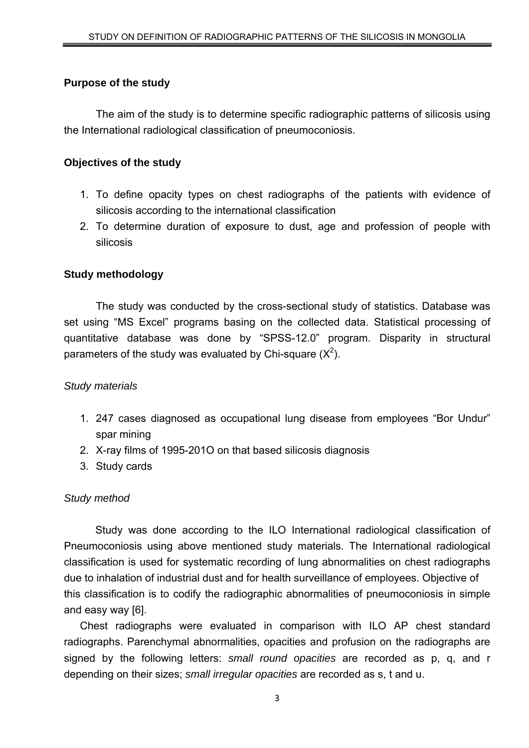**Purpose of the study**

The aim of the study is to determine specific radiographic patterns of silicosis using the International radiological classification of pneumoconiosis.

**Objectives of the study**

1. To define opacity types on chest radiographs of the patients with evidence of silicosis according to the international classification
2. To determine duration of exposure to dust, age and profession of people with silicosis

**Study methodology**

The study was conducted by the cross-sectional study of statistics. Database was set using "MS Excel" programs basing on the collected data. Statistical processing of quantitative database was done by "SPSS-12.0" program. Disparity in structural parameters of the study was evaluated by Chi-square ($X^2$).

*Study materials*

1. 247 cases diagnosed as occupational lung disease from employees "Bor Undur" spar mining
2. X-ray films of 1995-201O on that based silicosis diagnosis
3. Study cards

*Study method*

Study was done according to the ILO International radiological classification of Pneumoconiosis using above mentioned study materials. The International radiological classification is used for systematic recording of lung abnormalities on chest radiographs due to inhalation of industrial dust and for health surveillance of employees. Objective of this classification is to codify the radiographic abnormalities of pneumoconiosis in simple and easy way [6].

Chest radiographs were evaluated in comparison with ILO AP chest standard radiographs. Parenchymal abnormalities, opacities and profusion on the radiographs are signed by the following letters: *small round opacities* are recorded as p, q, and r depending on their sizes; *small irregular opacities* are recorded as s, t and u.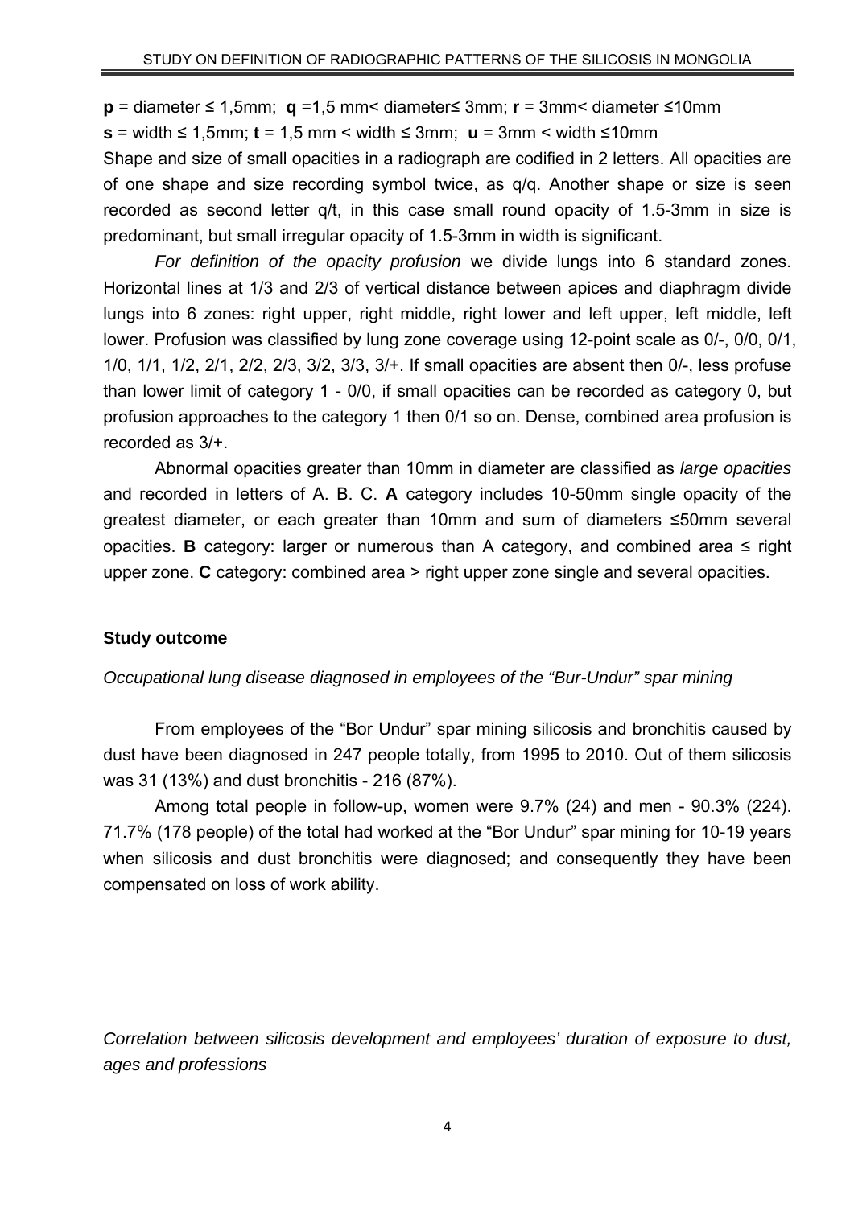**p** = diameter ≤ 1,5mm; **q** =1,5 mm< diameter≤ 3mm; **r** = 3mm< diameter ≤10mm
**s** = width ≤ 1,5mm; **t** = 1,5 mm < width ≤ 3mm; **u** = 3mm < width ≤10mm
Shape and size of small opacities in a radiograph are codified in 2 letters. All opacities are of one shape and size recording symbol twice, as q/q. Another shape or size is seen recorded as second letter q/t, in this case small round opacity of 1.5-3mm in size is predominant, but small irregular opacity of 1.5-3mm in width is significant.

*For definition of the opacity profusion* we divide lungs into 6 standard zones. Horizontal lines at 1/3 and 2/3 of vertical distance between apices and diaphragm divide lungs into 6 zones: right upper, right middle, right lower and left upper, left middle, left lower. Profusion was classified by lung zone coverage using 12-point scale as 0/-, 0/0, 0/1, 1/0, 1/1, 1/2, 2/1, 2/2, 2/3, 3/2, 3/3, 3/+. If small opacities are absent then 0/-, less profuse than lower limit of category 1 - 0/0, if small opacities can be recorded as category 0, but profusion approaches to the category 1 then 0/1 so on. Dense, combined area profusion is recorded as 3/+.

Abnormal opacities greater than 10mm in diameter are classified as *large opacities* and recorded in letters of A. B. C. **A** category includes 10-50mm single opacity of the greatest diameter, or each greater than 10mm and sum of diameters ≤50mm several opacities. **B** category: larger or numerous than A category, and combined area ≤ right upper zone. **C** category: combined area > right upper zone single and several opacities.

## Study outcome

*Occupational lung disease diagnosed in employees of the "Bur-Undur" spar mining*

From employees of the "Bor Undur" spar mining silicosis and bronchitis caused by dust have been diagnosed in 247 people totally, from 1995 to 2010. Out of them silicosis was 31 (13%) and dust bronchitis - 216 (87%).

Among total people in follow-up, women were 9.7% (24) and men - 90.3% (224). 71.7% (178 people) of the total had worked at the "Bor Undur" spar mining for 10-19 years when silicosis and dust bronchitis were diagnosed; and consequently they have been compensated on loss of work ability.

*Correlation between silicosis development and employees' duration of exposure to dust, ages and professions*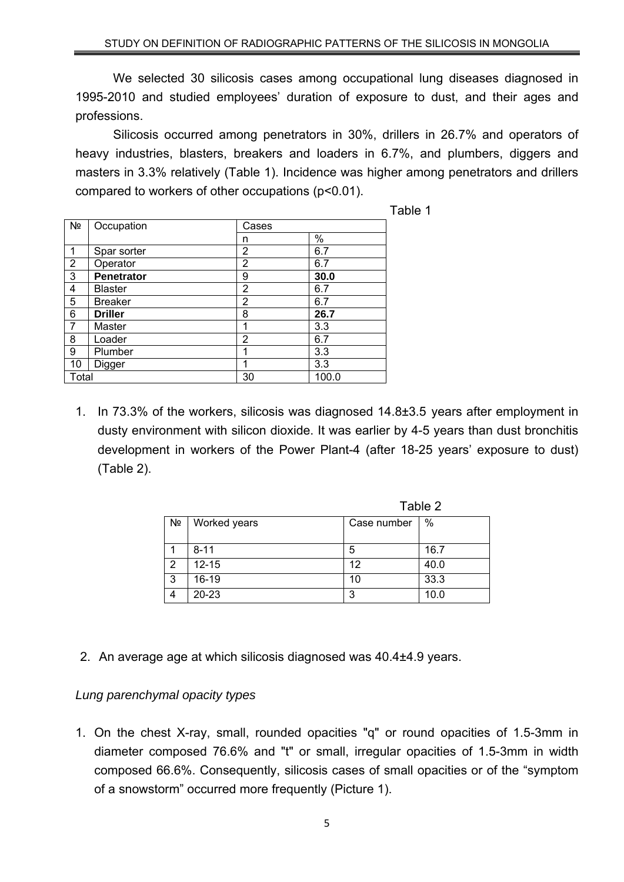We selected 30 silicosis cases among occupational lung diseases diagnosed in 1995-2010 and studied employees' duration of exposure to dust, and their ages and professions.

Silicosis occurred among penetrators in 30%, drillers in 26.7% and operators of heavy industries, blasters, breakers and loaders in 6.7%, and plumbers, diggers and masters in 3.3% relatively (Table 1). Incidence was higher among penetrators and drillers compared to workers of other occupations ($p<0.01$).

Table 1

| № | Occupation | Cases | |
|---|---|---|---|
| | | n | % |
| 1 | Spar sorter | 2 | 6.7 |
| 2 | Operator | 2 | 6.7 |
| 3 | **Penetrator** | 9 | **30.0** |
| 4 | Blaster | 2 | 6.7 |
| 5 | Breaker | 2 | 6.7 |
| 6 | **Driller** | 8 | **26.7** |
| 7 | Master | 1 | 3.3 |
| 8 | Loader | 2 | 6.7 |
| 9 | Plumber | 1 | 3.3 |
| 10 | Digger | 1 | 3.3 |
| Total | | 30 | 100.0 |

1. In 73.3% of the workers, silicosis was diagnosed 14.8±3.5 years after employment in dusty environment with silicon dioxide. It was earlier by 4-5 years than dust bronchitis development in workers of the Power Plant-4 (after 18-25 years' exposure to dust) (Table 2).

Table 2

| № | Worked years | Case number | % |
|---|---|---|---|
| 1 | 8-11 | 5 | 16.7 |
| 2 | 12-15 | 12 | 40.0 |
| 3 | 16-19 | 10 | 33.3 |
| 4 | 20-23 | 3 | 10.0 |

2. An average age at which silicosis diagnosed was 40.4±4.9 years.

*Lung parenchymal opacity types*

1. On the chest X-ray, small, rounded opacities "q" or round opacities of 1.5-3mm in diameter composed 76.6% and "t" or small, irregular opacities of 1.5-3mm in width composed 66.6%. Consequently, silicosis cases of small opacities or of the "symptom of a snowstorm" occurred more frequently (Picture 1).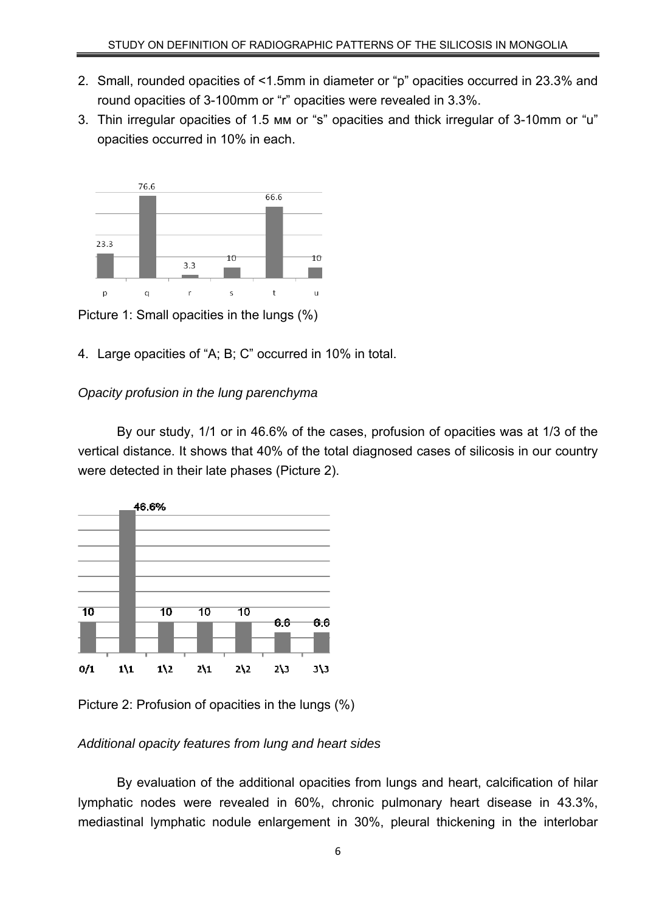2. Small, rounded opacities of <1.5mm in diameter or "p" opacities occurred in 23.3% and round opacities of 3-100mm or "r" opacities were revealed in 3.3%.
3. Thin irregular opacities of 1.5 мм or "s" opacities and thick irregular of 3-10mm or "u" opacities occurred in 10% in each.

Picture 1: Small opacities in the lungs (%)

4. Large opacities of "A; B; C" occurred in 10% in total.

*Opacity profusion in the lung parenchyma*

By our study, 1/1 or in 46.6% of the cases, profusion of opacities was at 1/3 of the vertical distance. It shows that 40% of the total diagnosed cases of silicosis in our country were detected in their late phases (Picture 2).

Picture 2: Profusion of opacities in the lungs (%)

*Additional opacity features from lung and heart sides*

By evaluation of the additional opacities from lungs and heart, calcification of hilar lymphatic nodes were revealed in 60%, chronic pulmonary heart disease in 43.3%, mediastinal lymphatic nodule enlargement in 30%, pleural thickening in the interlobar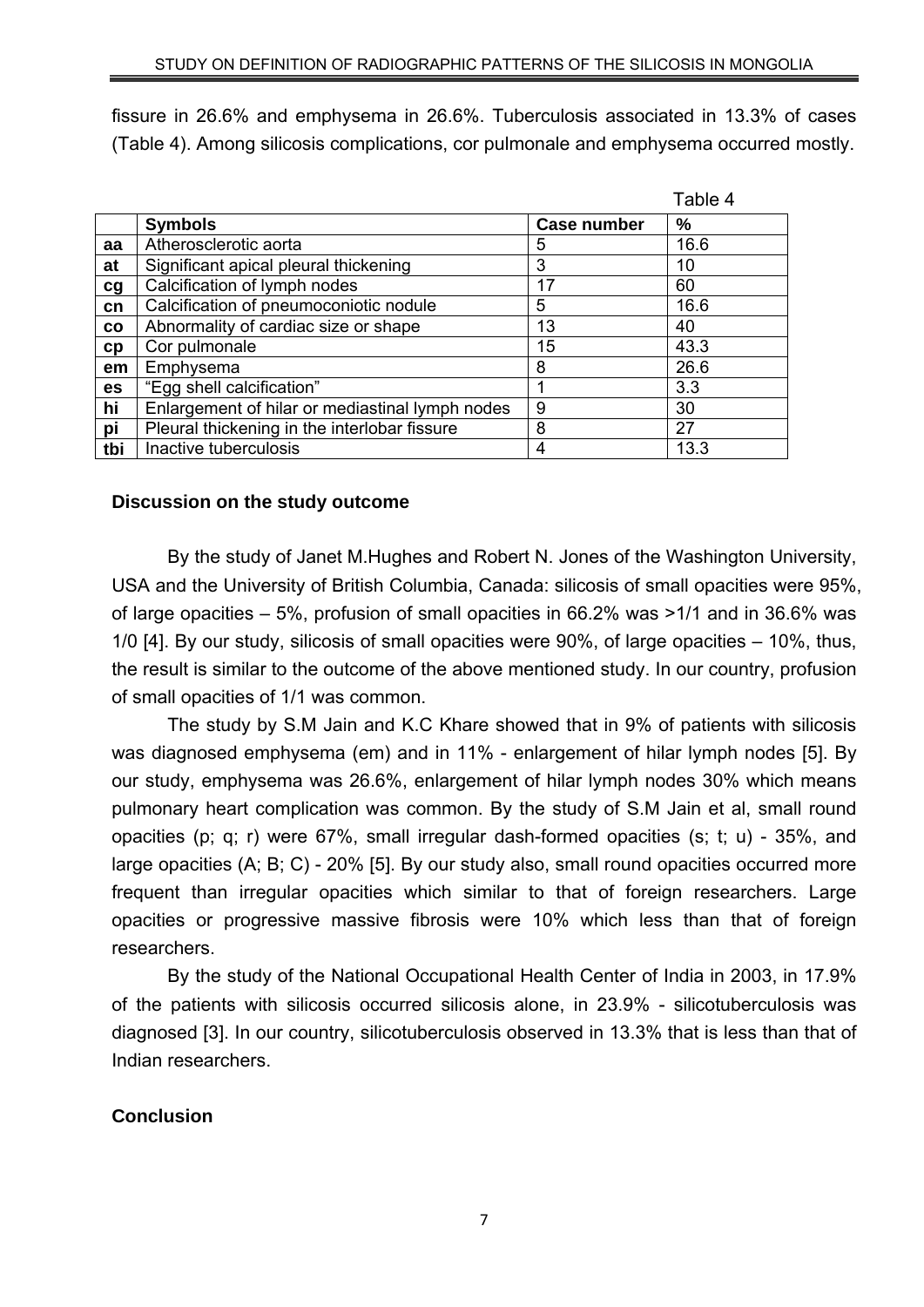fissure in 26.6% and emphysema in 26.6%. Tuberculosis associated in 13.3% of cases (Table 4). Among silicosis complications, cor pulmonale and emphysema occurred mostly.

Table 4

| | Symbols | Case number | % |
|---|---|---|---|
| **aa** | Atherosclerotic aorta | 5 | 16.6 |
| **at** | Significant apical pleural thickening | 3 | 10 |
| **cg** | Calcification of lymph nodes | 17 | 60 |
| **cn** | Calcification of pneumoconiotic nodule | 5 | 16.6 |
| **co** | Abnormality of cardiac size or shape | 13 | 40 |
| **cp** | Cor pulmonale | 15 | 43.3 |
| **em** | Emphysema | 8 | 26.6 |
| **es** | "Egg shell calcification" | 1 | 3.3 |
| **hi** | Enlargement of hilar or mediastinal lymph nodes | 9 | 30 |
| **pi** | Pleural thickening in the interlobar fissure | 8 | 27 |
| **tbi** | Inactive tuberculosis | 4 | 13.3 |

## Discussion on the study outcome

By the study of Janet M.Hughes and Robert N. Jones of the Washington University, USA and the University of British Columbia, Canada: silicosis of small opacities were 95%, of large opacities – 5%, profusion of small opacities in 66.2% was >1/1 and in 36.6% was 1/0 [4]. By our study, silicosis of small opacities were 90%, of large opacities – 10%, thus, the result is similar to the outcome of the above mentioned study. In our country, profusion of small opacities of 1/1 was common.

The study by S.M Jain and K.C Khare showed that in 9% of patients with silicosis was diagnosed emphysema (em) and in 11% - enlargement of hilar lymph nodes [5]. By our study, emphysema was 26.6%, enlargement of hilar lymph nodes 30% which means pulmonary heart complication was common. By the study of S.M Jain et al, small round opacities (p; q; r) were 67%, small irregular dash-formed opacities (s; t; u) - 35%, and large opacities (A; B; C) - 20% [5]. By our study also, small round opacities occurred more frequent than irregular opacities which similar to that of foreign researchers. Large opacities or progressive massive fibrosis were 10% which less than that of foreign researchers.

By the study of the National Occupational Health Center of India in 2003, in 17.9% of the patients with silicosis occurred silicosis alone, in 23.9% - silicotuberculosis was diagnosed [3]. In our country, silicotuberculosis observed in 13.3% that is less than that of Indian researchers.

## Conclusion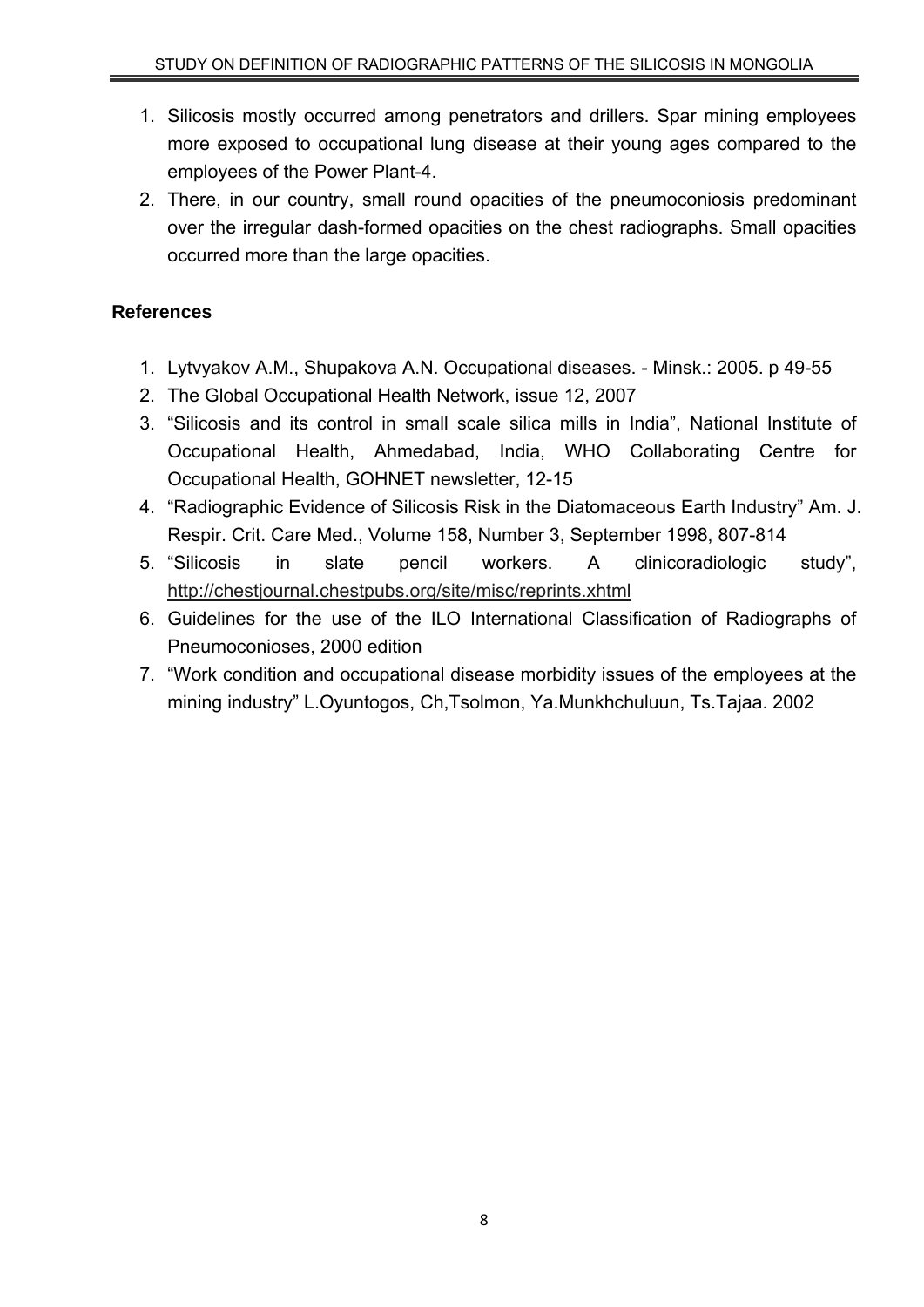1. Silicosis mostly occurred among penetrators and drillers. Spar mining employees more exposed to occupational lung disease at their young ages compared to the employees of the Power Plant-4.
2. There, in our country, small round opacities of the pneumoconiosis predominant over the irregular dash-formed opacities on the chest radiographs. Small opacities occurred more than the large opacities.

## References

1. Lytvyakov A.M., Shupakova A.N. Occupational diseases. - Minsk.: 2005. p 49-55
2. The Global Occupational Health Network, issue 12, 2007
3. "Silicosis and its control in small scale silica mills in India", National Institute of Occupational Health, Ahmedabad, India, WHO Collaborating Centre for Occupational Health, GOHNET newsletter, 12-15
4. "Radiographic Evidence of Silicosis Risk in the Diatomaceous Earth Industry" Am. J. Respir. Crit. Care Med., Volume 158, Number 3, September 1998, 807-814
5. "Silicosis in slate pencil workers. A clinicoradiologic study", http://chestjournal.chestpubs.org/site/misc/reprints.xhtml
6. Guidelines for the use of the ILO International Classification of Radiographs of Pneumoconioses, 2000 edition
7. "Work condition and occupational disease morbidity issues of the employees at the mining industry" L.Oyuntogos, Ch,Tsolmon, Ya.Munkhchuluun, Ts.Tajaa. 2002